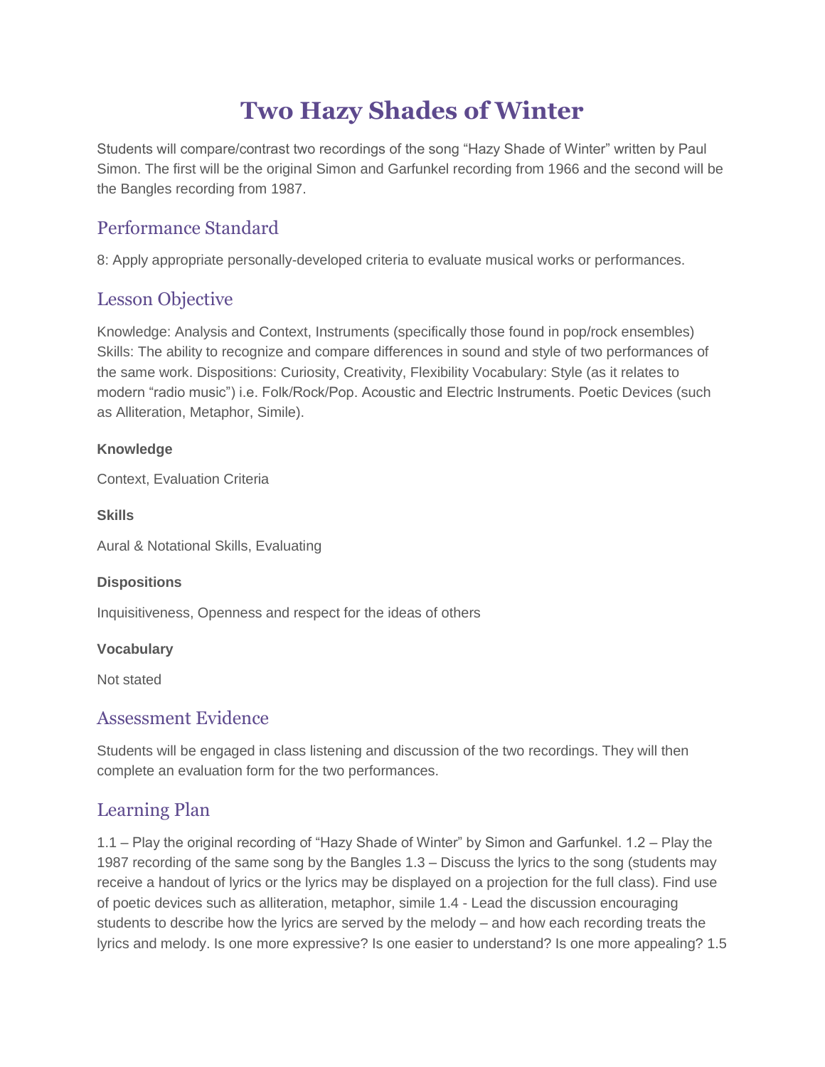# Two Hazy Shades of Winter

Students will compare/contrast two recordings of the song "Hazy Shade of Winter" written by Paul Simon. The first will be the original Simon and Garfunkel recording from 1966 and the second will be the Bangles recording from 1987.

## Performance Standard

8: Apply appropriate personally-developed criteria to evaluate musical works or performances.

## Lesson Objective

Knowledge: Analysis and Context, Instruments (specifically those found in pop/rock ensembles) Skills: The ability to recognize and compare differences in sound and style of two performances of the same work. Dispositions: Curiosity, Creativity, Flexibility Vocabulary: Style (as it relates to modern "radio music") i.e. Folk/Rock/Pop. Acoustic and Electric Instruments. Poetic Devices (such as Alliteration, Metaphor, Simile).

#### Knowledge

Context, Evaluation Criteria

#### Skills

Aural & Notational Skills, Evaluating

#### Dispositions

Inquisitiveness, Openness and respect for the ideas of others

#### Vocabulary

Not stated

## Assessment Evidence

Students will be engaged in class listening and discussion of the two recordings. They will then complete an evaluation form for the two performances.

## Learning Plan

1.1 – Play the original recording of "Hazy Shade of Winter" by Simon and Garfunkel. 1.2 – Play the 1987 recording of the same song by the Bangles 1.3 – Discuss the lyrics to the song (students may receive a handout of lyrics or the lyrics may be displayed on a projection for the full class). Find use of poetic devices such as alliteration, metaphor, simile 1.4 - Lead the discussion encouraging students to describe how the lyrics are served by the melody – and how each recording treats the lyrics and melody. Is one more expressive? Is one easier to understand? Is one more appealing? 1.5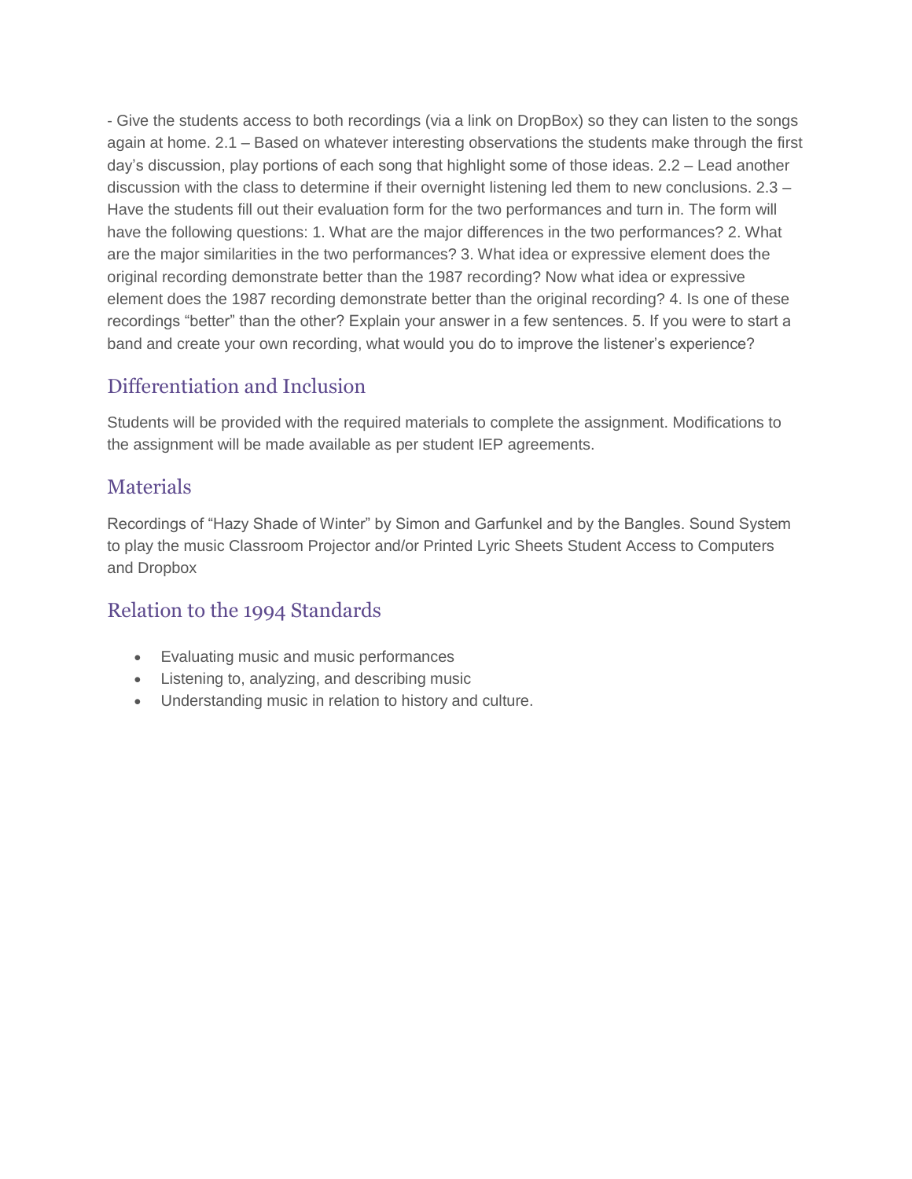- Give the students access to both recordings (via a link on DropBox) so they can listen to the songs again at home. 2.1 – Based on whatever interesting observations the students make through the first day's discussion, play portions of each song that highlight some of those ideas. 2.2 – Lead another discussion with the class to determine if their overnight listening led them to new conclusions. 2.3 – Have the students fill out their evaluation form for the two performances and turn in. The form will have the following questions: 1. What are the major differences in the two performances? 2. What are the major similarities in the two performances? 3. What idea or expressive element does the original recording demonstrate better than the 1987 recording? Now what idea or expressive element does the 1987 recording demonstrate better than the original recording? 4. Is one of these recordings "better" than the other? Explain your answer in a few sentences. 5. If you were to start a band and create your own recording, what would you do to improve the listener's experience?

## Differentiation and Inclusion

Students will be provided with the required materials to complete the assignment. Modifications to the assignment will be made available as per student IEP agreements.

## Materials

Recordings of "Hazy Shade of Winter" by Simon and Garfunkel and by the Bangles. Sound System to play the music Classroom Projector and/or Printed Lyric Sheets Student Access to Computers and Dropbox

## Relation to the 1994 Standards

- Evaluating music and music performances
- Listening to, analyzing, and describing music
- Understanding music in relation to history and culture.